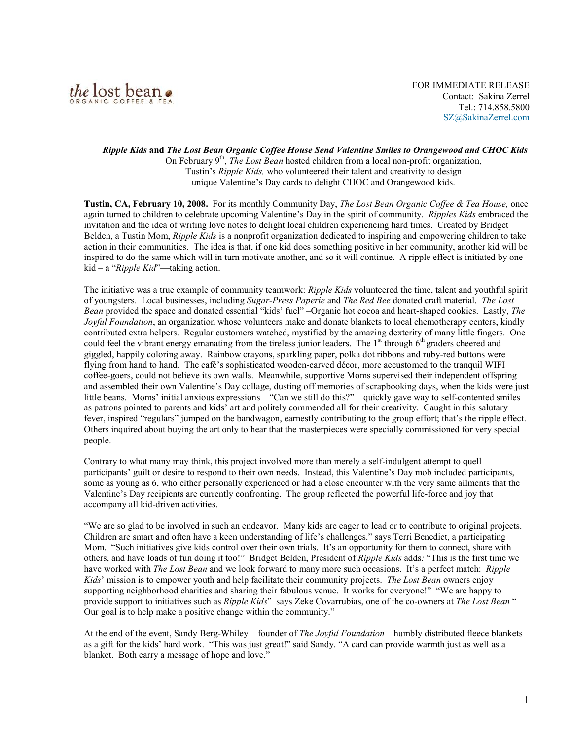the lost bean
ORGANIC COFFEE & TEA

FOR IMMEDIATE RELEASE
Contact: Sakina Zerrel
Tel.: 714.858.5800
SZ@SakinaZerrel.com

**_Ripple Kids_ and _The Lost Bean Organic Coffee House Send Valentine Smiles to Orangewood and CHOC Kids_**

On February 9th, _The Lost Bean_ hosted children from a local non-profit organization, Tustin's _Ripple Kids,_ who volunteered their talent and creativity to design unique Valentine's Day cards to delight CHOC and Orangewood kids.

**Tustin, CA, February 10, 2008.** For its monthly Community Day, _The Lost Bean Organic Coffee & Tea House,_ once again turned to children to celebrate upcoming Valentine's Day in the spirit of community. _Ripples Kids_ embraced the invitation and the idea of writing love notes to delight local children experiencing hard times. Created by Bridget Belden, a Tustin Mom, _Ripple Kids_ is a nonprofit organization dedicated to inspiring and empowering children to take action in their communities. The idea is that, if one kid does something positive in her community, another kid will be inspired to do the same which will in turn motivate another, and so it will continue. A ripple effect is initiated by one kid – a "_Ripple Kid_"—taking action.

The initiative was a true example of community teamwork: _Ripple Kids_ volunteered the time, talent and youthful spirit of youngsters. Local businesses, including _Sugar-Press Paperie_ and _The Red Bee_ donated craft material. _The Lost Bean_ provided the space and donated essential "kids' fuel" –Organic hot cocoa and heart-shaped cookies. Lastly, _The Joyful Foundation_, an organization whose volunteers make and donate blankets to local chemotherapy centers, kindly contributed extra helpers. Regular customers watched, mystified by the amazing dexterity of many little fingers. One could feel the vibrant energy emanating from the tireless junior leaders. The 1st through 6th graders cheered and giggled, happily coloring away. Rainbow crayons, sparkling paper, polka dot ribbons and ruby-red buttons were flying from hand to hand. The café's sophisticated wooden-carved décor, more accustomed to the tranquil WIFI coffee-goers, could not believe its own walls. Meanwhile, supportive Moms supervised their independent offspring and assembled their own Valentine's Day collage, dusting off memories of scrapbooking days, when the kids were just little beans. Moms' initial anxious expressions—"Can we still do this?"—quickly gave way to self-contented smiles as patrons pointed to parents and kids' art and politely commended all for their creativity. Caught in this salutary fever, inspired "regulars" jumped on the bandwagon, earnestly contributing to the group effort; that's the ripple effect. Others inquired about buying the art only to hear that the masterpieces were specially commissioned for very special people.

Contrary to what many may think, this project involved more than merely a self-indulgent attempt to quell participants' guilt or desire to respond to their own needs. Instead, this Valentine's Day mob included participants, some as young as 6, who either personally experienced or had a close encounter with the very same ailments that the Valentine's Day recipients are currently confronting. The group reflected the powerful life-force and joy that accompany all kid-driven activities.

"We are so glad to be involved in such an endeavor. Many kids are eager to lead or to contribute to original projects. Children are smart and often have a keen understanding of life's challenges." says Terri Benedict, a participating Mom. "Such initiatives give kids control over their own trials. It's an opportunity for them to connect, share with others, and have loads of fun doing it too!" Bridget Belden, President of _Ripple Kids_ adds: "This is the first time we have worked with _The Lost Bean_ and we look forward to many more such occasions. It's a perfect match: _Ripple Kids_' mission is to empower youth and help facilitate their community projects. _The Lost Bean_ owners enjoy supporting neighborhood charities and sharing their fabulous venue. It works for everyone!" "We are happy to provide support to initiatives such as _Ripple Kids_" says Zeke Covarrubias, one of the co-owners at _The Lost Bean_ " Our goal is to help make a positive change within the community."

At the end of the event, Sandy Berg-Whiley—founder of _The Joyful Foundation_—humbly distributed fleece blankets as a gift for the kids' hard work. "This was just great!" said Sandy. "A card can provide warmth just as well as a blanket. Both carry a message of hope and love."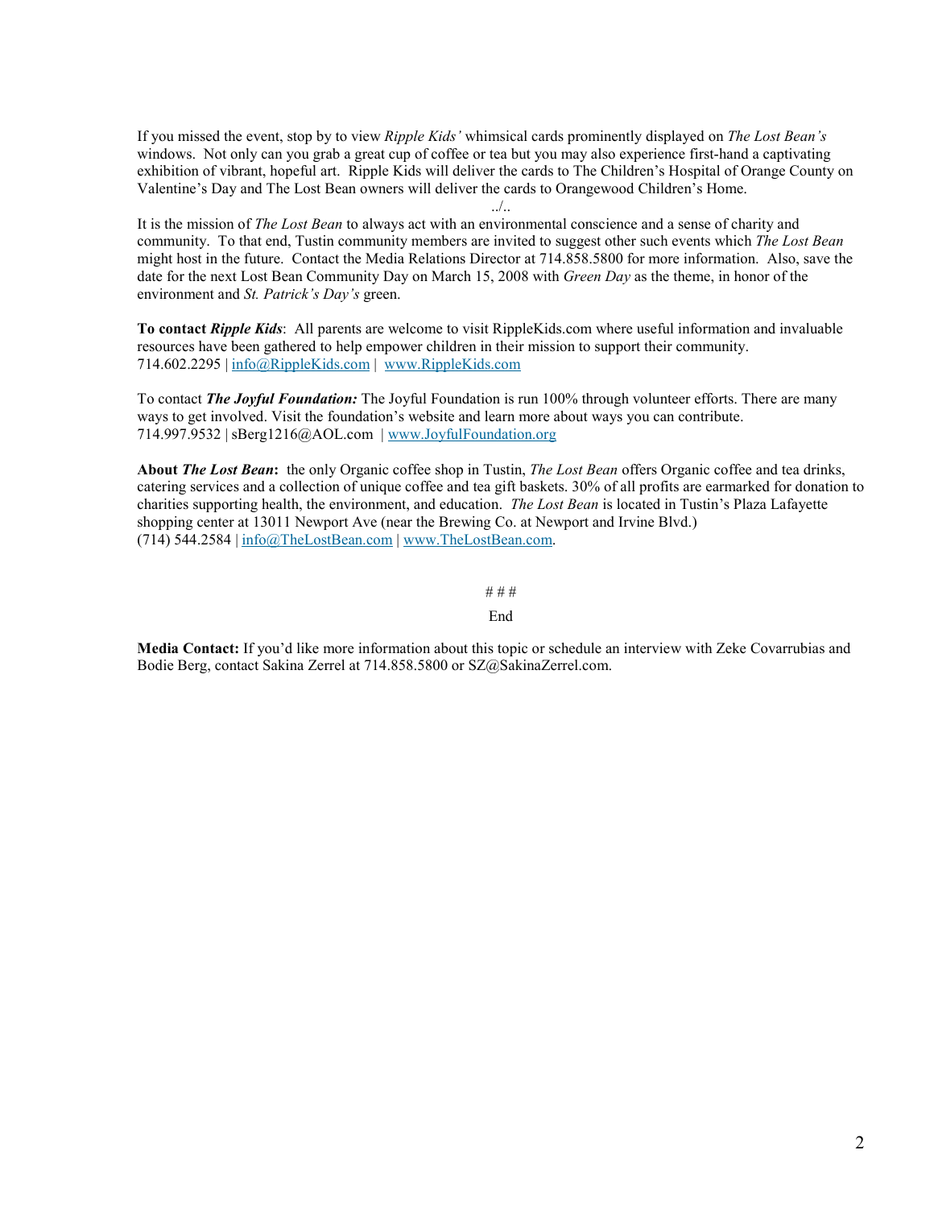If you missed the event, stop by to view *Ripple Kids'* whimsical cards prominently displayed on *The Lost Bean's* windows. Not only can you grab a great cup of coffee or tea but you may also experience first-hand a captivating exhibition of vibrant, hopeful art. Ripple Kids will deliver the cards to The Children's Hospital of Orange County on Valentine's Day and The Lost Bean owners will deliver the cards to Orangewood Children's Home.

../..

It is the mission of *The Lost Bean* to always act with an environmental conscience and a sense of charity and community. To that end, Tustin community members are invited to suggest other such events which *The Lost Bean* might host in the future. Contact the Media Relations Director at 714.858.5800 for more information. Also, save the date for the next Lost Bean Community Day on March 15, 2008 with *Green Day* as the theme, in honor of the environment and *St. Patrick's Day's* green.

**To contact *Ripple Kids***: All parents are welcome to visit RippleKids.com where useful information and invaluable resources have been gathered to help empower children in their mission to support their community.
714.602.2295 | info@RippleKids.com | www.RippleKids.com

To contact ***The Joyful Foundation:*** The Joyful Foundation is run 100% through volunteer efforts. There are many ways to get involved. Visit the foundation's website and learn more about ways you can contribute.
714.997.9532 | sBerg1216@AOL.com | www.JoyfulFoundation.org

**About *The Lost Bean***: the only Organic coffee shop in Tustin, *The Lost Bean* offers Organic coffee and tea drinks, catering services and a collection of unique coffee and tea gift baskets. 30% of all profits are earmarked for donation to charities supporting health, the environment, and education. *The Lost Bean* is located in Tustin's Plaza Lafayette shopping center at 13011 Newport Ave (near the Brewing Co. at Newport and Irvine Blvd.)
(714) 544.2584 | info@TheLostBean.com | www.TheLostBean.com.

# # #

End

**Media Contact:** If you'd like more information about this topic or schedule an interview with Zeke Covarrubias and Bodie Berg, contact Sakina Zerrel at 714.858.5800 or SZ@SakinaZerrel.com.